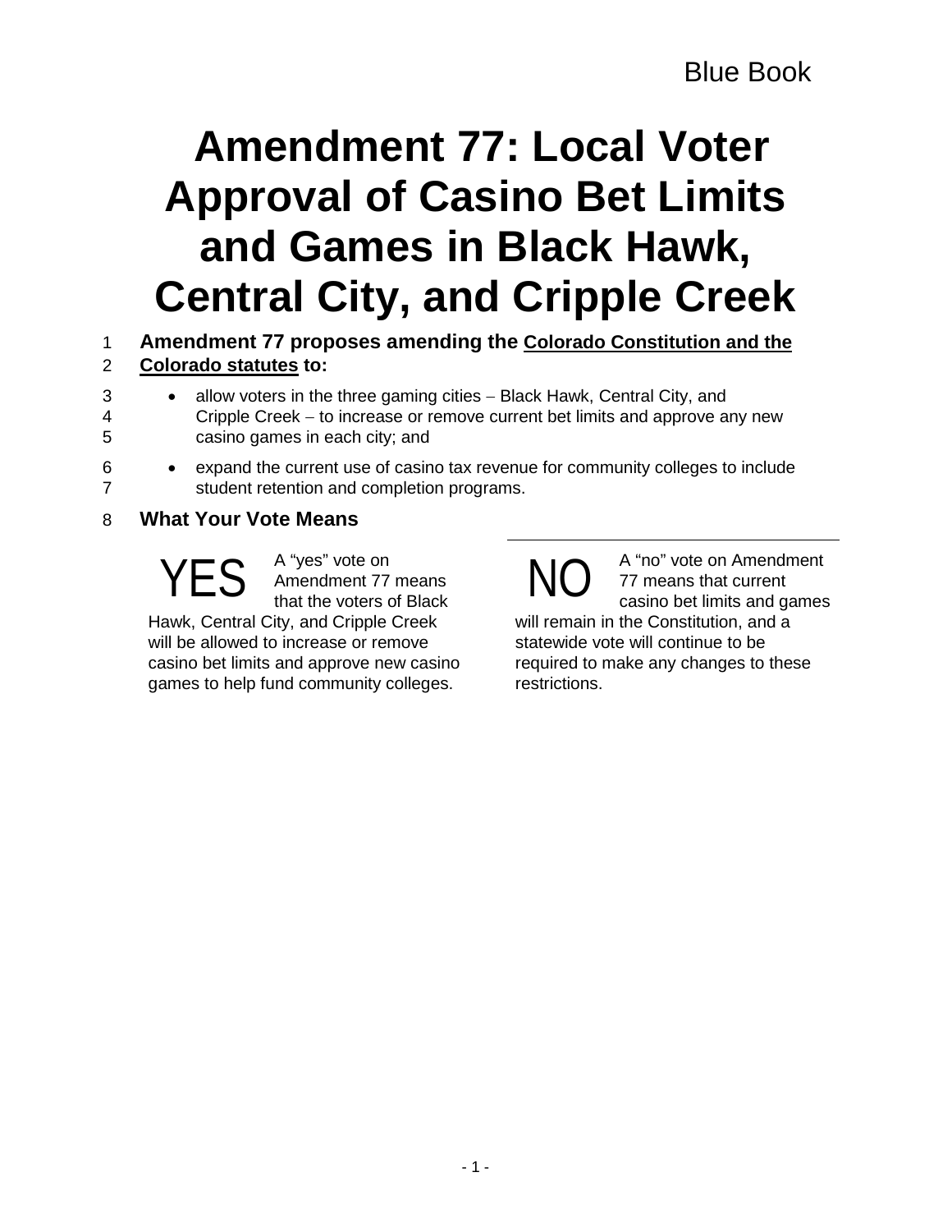# Amendment 77: Local Voter Approval of Casino Bet Limits and Games in Black Hawk, Central City, and Cripple Creek

**Amendment 77 proposes amending the Colorado Constitution and the Colorado statutes to:**

- allow voters in the three gaming cities – Black Hawk, Central City, and Cripple Creek – to increase or remove current bet limits and approve any new casino games in each city; and
- expand the current use of casino tax revenue for community colleges to include student retention and completion programs.

## What Your Vote Means

**YES** A "yes" vote on Amendment 77 means that the voters of Black Hawk, Central City, and Cripple Creek will be allowed to increase or remove casino bet limits and approve new casino games to help fund community colleges.

**NO** A "no" vote on Amendment 77 means that current casino bet limits and games will remain in the Constitution, and a statewide vote will continue to be required to make any changes to these restrictions.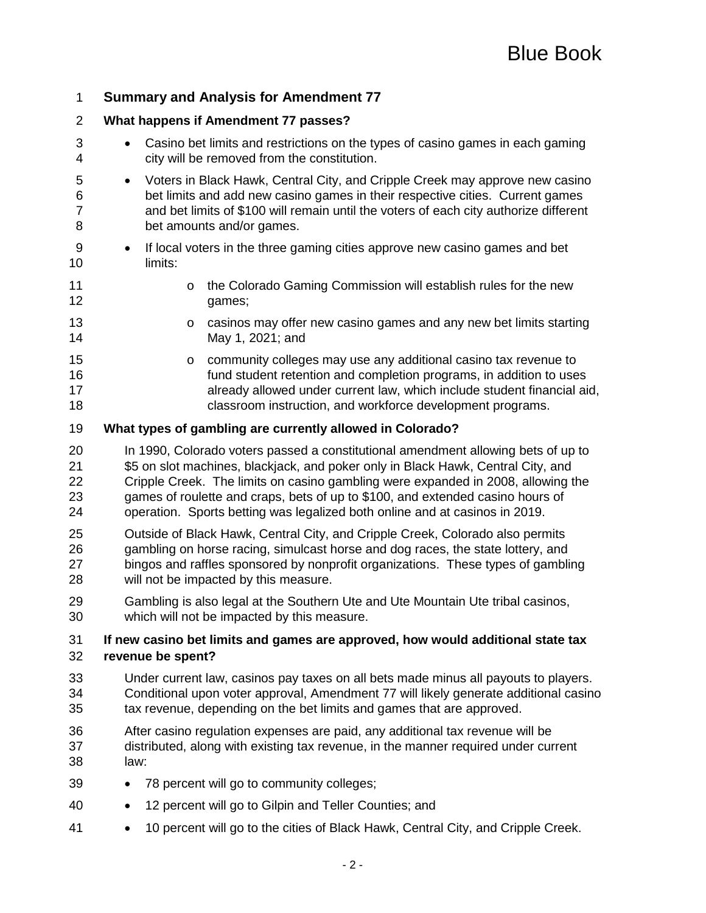## Summary and Analysis for Amendment 77

### What happens if Amendment 77 passes?

- Casino bet limits and restrictions on the types of casino games in each gaming city will be removed from the constitution.
- Voters in Black Hawk, Central City, and Cripple Creek may approve new casino bet limits and add new casino games in their respective cities. Current games and bet limits of $100 will remain until the voters of each city authorize different bet amounts and/or games.
- If local voters in the three gaming cities approve new casino games and bet limits:
  - the Colorado Gaming Commission will establish rules for the new games;
  - casinos may offer new casino games and any new bet limits starting May 1, 2021; and
  - community colleges may use any additional casino tax revenue to fund student retention and completion programs, in addition to uses already allowed under current law, which include student financial aid, classroom instruction, and workforce development programs.

### What types of gambling are currently allowed in Colorado?

In 1990, Colorado voters passed a constitutional amendment allowing bets of up to $5 on slot machines, blackjack, and poker only in Black Hawk, Central City, and Cripple Creek. The limits on casino gambling were expanded in 2008, allowing the games of roulette and craps, bets of up to $100, and extended casino hours of operation. Sports betting was legalized both online and at casinos in 2019.

Outside of Black Hawk, Central City, and Cripple Creek, Colorado also permits gambling on horse racing, simulcast horse and dog races, the state lottery, and bingos and raffles sponsored by nonprofit organizations. These types of gambling will not be impacted by this measure.

Gambling is also legal at the Southern Ute and Ute Mountain Ute tribal casinos, which will not be impacted by this measure.

### If new casino bet limits and games are approved, how would additional state tax revenue be spent?

Under current law, casinos pay taxes on all bets made minus all payouts to players. Conditional upon voter approval, Amendment 77 will likely generate additional casino tax revenue, depending on the bet limits and games that are approved.

After casino regulation expenses are paid, any additional tax revenue will be distributed, along with existing tax revenue, in the manner required under current law:

- 78 percent will go to community colleges;
- 12 percent will go to Gilpin and Teller Counties; and
- 10 percent will go to the cities of Black Hawk, Central City, and Cripple Creek.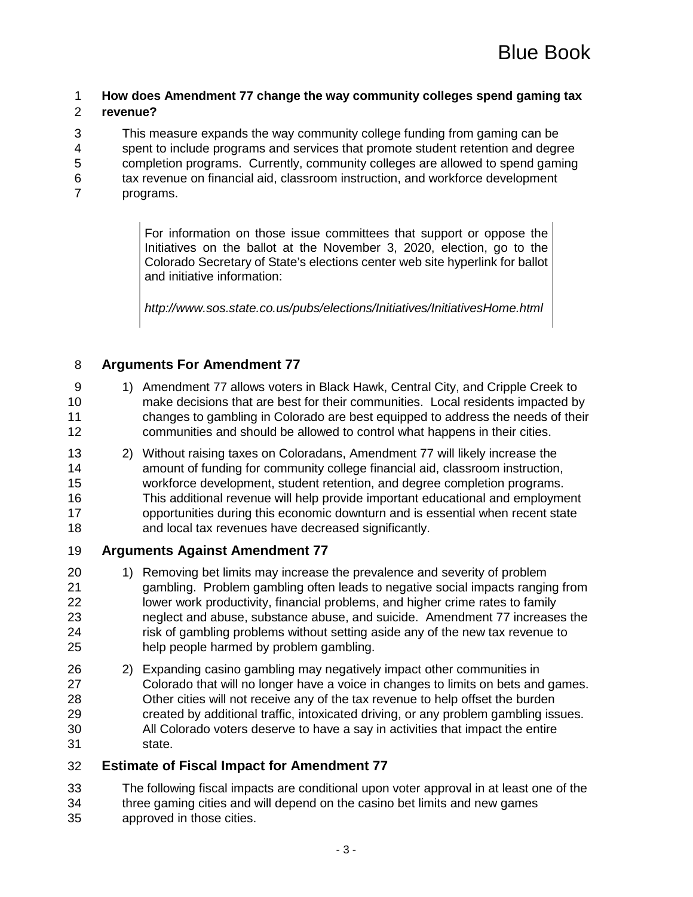**How does Amendment 77 change the way community colleges spend gaming tax revenue?**

This measure expands the way community college funding from gaming can be spent to include programs and services that promote student retention and degree completion programs. Currently, community colleges are allowed to spend gaming tax revenue on financial aid, classroom instruction, and workforce development programs.

> For information on those issue committees that support or oppose the Initiatives on the ballot at the November 3, 2020, election, go to the Colorado Secretary of State's elections center web site hyperlink for ballot and initiative information:
>
> *http://www.sos.state.co.us/pubs/elections/Initiatives/InitiativesHome.html*

## Arguments For Amendment 77

1) Amendment 77 allows voters in Black Hawk, Central City, and Cripple Creek to make decisions that are best for their communities. Local residents impacted by changes to gambling in Colorado are best equipped to address the needs of their communities and should be allowed to control what happens in their cities.

2) Without raising taxes on Coloradans, Amendment 77 will likely increase the amount of funding for community college financial aid, classroom instruction, workforce development, student retention, and degree completion programs. This additional revenue will help provide important educational and employment opportunities during this economic downturn and is essential when recent state and local tax revenues have decreased significantly.

## Arguments Against Amendment 77

1) Removing bet limits may increase the prevalence and severity of problem gambling. Problem gambling often leads to negative social impacts ranging from lower work productivity, financial problems, and higher crime rates to family neglect and abuse, substance abuse, and suicide. Amendment 77 increases the risk of gambling problems without setting aside any of the new tax revenue to help people harmed by problem gambling.

2) Expanding casino gambling may negatively impact other communities in Colorado that will no longer have a voice in changes to limits on bets and games. Other cities will not receive any of the tax revenue to help offset the burden created by additional traffic, intoxicated driving, or any problem gambling issues. All Colorado voters deserve to have a say in activities that impact the entire state.

## Estimate of Fiscal Impact for Amendment 77

The following fiscal impacts are conditional upon voter approval in at least one of the three gaming cities and will depend on the casino bet limits and new games approved in those cities.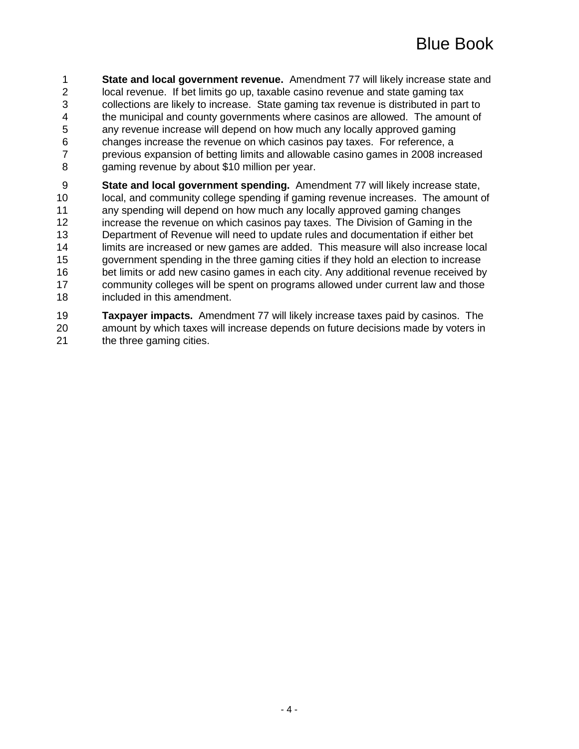**State and local government revenue.** Amendment 77 will likely increase state and local revenue. If bet limits go up, taxable casino revenue and state gaming tax collections are likely to increase. State gaming tax revenue is distributed in part to the municipal and county governments where casinos are allowed. The amount of any revenue increase will depend on how much any locally approved gaming changes increase the revenue on which casinos pay taxes. For reference, a previous expansion of betting limits and allowable casino games in 2008 increased gaming revenue by about $10 million per year.

**State and local government spending.** Amendment 77 will likely increase state, local, and community college spending if gaming revenue increases. The amount of any spending will depend on how much any locally approved gaming changes increase the revenue on which casinos pay taxes. The Division of Gaming in the Department of Revenue will need to update rules and documentation if either bet limits are increased or new games are added. This measure will also increase local government spending in the three gaming cities if they hold an election to increase bet limits or add new casino games in each city. Any additional revenue received by community colleges will be spent on programs allowed under current law and those included in this amendment.

**Taxpayer impacts.** Amendment 77 will likely increase taxes paid by casinos. The amount by which taxes will increase depends on future decisions made by voters in the three gaming cities.